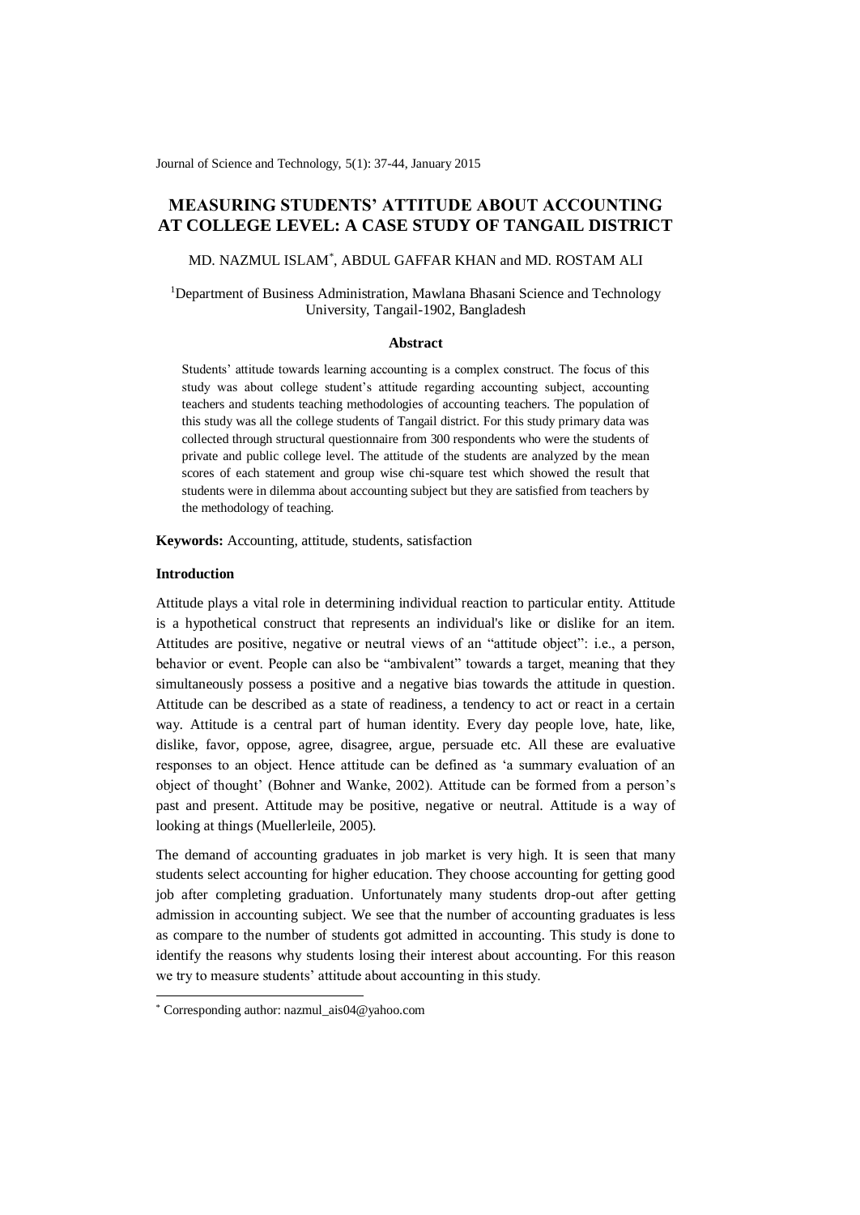# MEASURING STUDENTS' ATTITUDE ABOUT ACCOUNTING AT COLLEGE LEVEL: A CASE STUDY OF TANGAIL DISTRICT

MD. NAZMUL ISLAM[*], ABDUL GAFFAR KHAN and MD. ROSTAM ALI

[1]Department of Business Administration, Mawlana Bhasani Science and Technology University, Tangail-1902, Bangladesh

## Abstract

Students' attitude towards learning accounting is a complex construct. The focus of this study was about college student's attitude regarding accounting subject, accounting teachers and students teaching methodologies of accounting teachers. The population of this study was all the college students of Tangail district. For this study primary data was collected through structural questionnaire from 300 respondents who were the students of private and public college level. The attitude of the students are analyzed by the mean scores of each statement and group wise chi-square test which showed the result that students were in dilemma about accounting subject but they are satisfied from teachers by the methodology of teaching.

**Keywords:** Accounting, attitude, students, satisfaction

## Introduction

Attitude plays a vital role in determining individual reaction to particular entity. Attitude is a hypothetical construct that represents an individual's like or dislike for an item. Attitudes are positive, negative or neutral views of an "attitude object": i.e., a person, behavior or event. People can also be "ambivalent" towards a target, meaning that they simultaneously possess a positive and a negative bias towards the attitude in question. Attitude can be described as a state of readiness, a tendency to act or react in a certain way. Attitude is a central part of human identity. Every day people love, hate, like, dislike, favor, oppose, agree, disagree, argue, persuade etc. All these are evaluative responses to an object. Hence attitude can be defined as 'a summary evaluation of an object of thought' (Bohner and Wanke, 2002). Attitude can be formed from a person's past and present. Attitude may be positive, negative or neutral. Attitude is a way of looking at things (Muellerleile, 2005).

The demand of accounting graduates in job market is very high. It is seen that many students select accounting for higher education. They choose accounting for getting good job after completing graduation. Unfortunately many students drop-out after getting admission in accounting subject. We see that the number of accounting graduates is less as compare to the number of students got admitted in accounting. This study is done to identify the reasons why students losing their interest about accounting. For this reason we try to measure students' attitude about accounting in this study.

[*] Corresponding author: nazmul_ais04@yahoo.com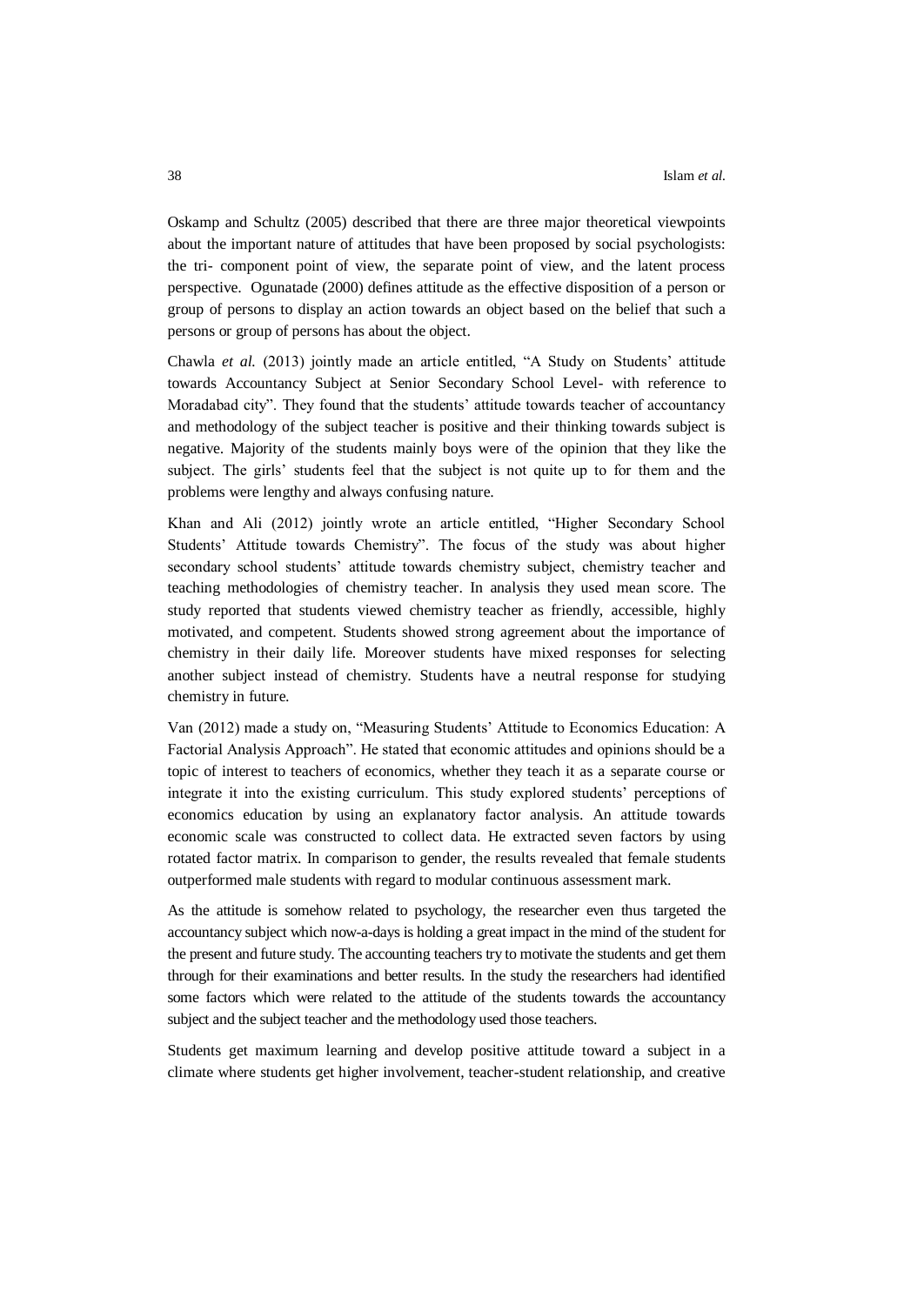Oskamp and Schultz (2005) described that there are three major theoretical viewpoints about the important nature of attitudes that have been proposed by social psychologists: the tri- component point of view, the separate point of view, and the latent process perspective. Ogunatade (2000) defines attitude as the effective disposition of a person or group of persons to display an action towards an object based on the belief that such a persons or group of persons has about the object.

Chawla *et al.* (2013) jointly made an article entitled, "A Study on Students' attitude towards Accountancy Subject at Senior Secondary School Level- with reference to Moradabad city". They found that the students' attitude towards teacher of accountancy and methodology of the subject teacher is positive and their thinking towards subject is negative. Majority of the students mainly boys were of the opinion that they like the subject. The girls' students feel that the subject is not quite up to for them and the problems were lengthy and always confusing nature.

Khan and Ali (2012) jointly wrote an article entitled, "Higher Secondary School Students' Attitude towards Chemistry". The focus of the study was about higher secondary school students' attitude towards chemistry subject, chemistry teacher and teaching methodologies of chemistry teacher. In analysis they used mean score. The study reported that students viewed chemistry teacher as friendly, accessible, highly motivated, and competent. Students showed strong agreement about the importance of chemistry in their daily life. Moreover students have mixed responses for selecting another subject instead of chemistry. Students have a neutral response for studying chemistry in future.

Van (2012) made a study on, "Measuring Students' Attitude to Economics Education: A Factorial Analysis Approach". He stated that economic attitudes and opinions should be a topic of interest to teachers of economics, whether they teach it as a separate course or integrate it into the existing curriculum. This study explored students' perceptions of economics education by using an explanatory factor analysis. An attitude towards economic scale was constructed to collect data. He extracted seven factors by using rotated factor matrix. In comparison to gender, the results revealed that female students outperformed male students with regard to modular continuous assessment mark.

As the attitude is somehow related to psychology, the researcher even thus targeted the accountancy subject which now-a-days is holding a great impact in the mind of the student for the present and future study. The accounting teachers try to motivate the students and get them through for their examinations and better results. In the study the researchers had identified some factors which were related to the attitude of the students towards the accountancy subject and the subject teacher and the methodology used those teachers.

Students get maximum learning and develop positive attitude toward a subject in a climate where students get higher involvement, teacher-student relationship, and creative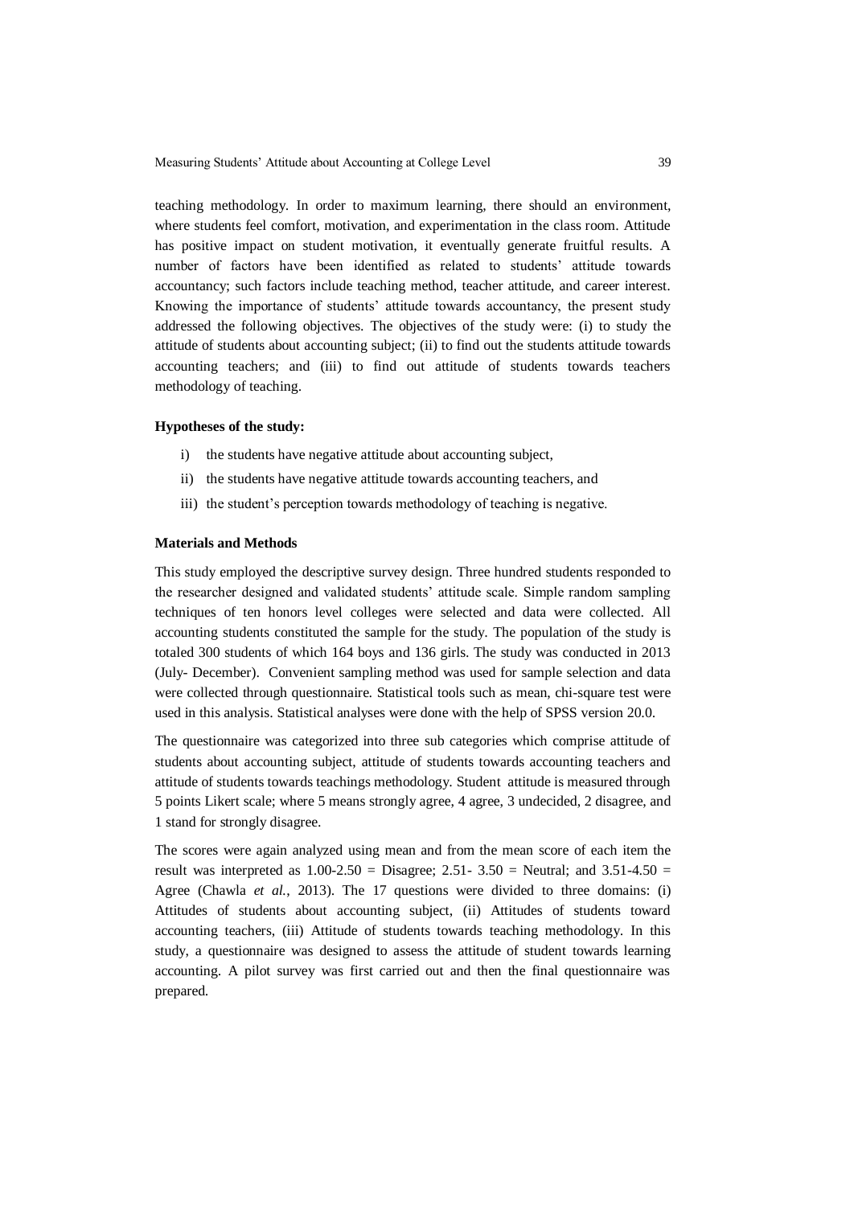teaching methodology. In order to maximum learning, there should an environment, where students feel comfort, motivation, and experimentation in the class room. Attitude has positive impact on student motivation, it eventually generate fruitful results. A number of factors have been identified as related to students' attitude towards accountancy; such factors include teaching method, teacher attitude, and career interest. Knowing the importance of students' attitude towards accountancy, the present study addressed the following objectives. The objectives of the study were: (i) to study the attitude of students about accounting subject; (ii) to find out the students attitude towards accounting teachers; and (iii) to find out attitude of students towards teachers methodology of teaching.

**Hypotheses of the study:**

i) the students have negative attitude about accounting subject,

ii) the students have negative attitude towards accounting teachers, and

iii) the student's perception towards methodology of teaching is negative.

**Materials and Methods**

This study employed the descriptive survey design. Three hundred students responded to the researcher designed and validated students' attitude scale. Simple random sampling techniques of ten honors level colleges were selected and data were collected. All accounting students constituted the sample for the study. The population of the study is totaled 300 students of which 164 boys and 136 girls. The study was conducted in 2013 (July- December). Convenient sampling method was used for sample selection and data were collected through questionnaire. Statistical tools such as mean, chi-square test were used in this analysis. Statistical analyses were done with the help of SPSS version 20.0.

The questionnaire was categorized into three sub categories which comprise attitude of students about accounting subject, attitude of students towards accounting teachers and attitude of students towards teachings methodology. Student attitude is measured through 5 points Likert scale; where 5 means strongly agree, 4 agree, 3 undecided, 2 disagree, and 1 stand for strongly disagree.

The scores were again analyzed using mean and from the mean score of each item the result was interpreted as 1.00-2.50 = Disagree; 2.51- 3.50 = Neutral; and 3.51-4.50 = Agree (Chawla *et al.*, 2013). The 17 questions were divided to three domains: (i) Attitudes of students about accounting subject, (ii) Attitudes of students toward accounting teachers, (iii) Attitude of students towards teaching methodology. In this study, a questionnaire was designed to assess the attitude of student towards learning accounting. A pilot survey was first carried out and then the final questionnaire was prepared.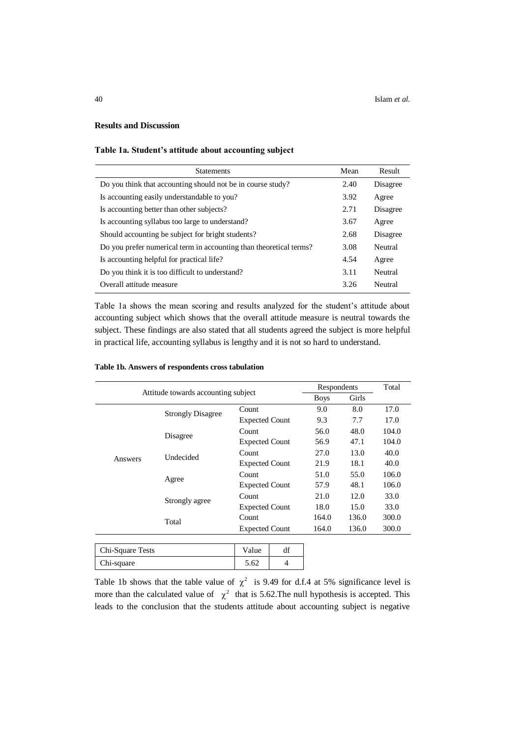## Results and Discussion

**Table 1a. Student's attitude about accounting subject**

| Statements | Mean | Result |
|---|---|---|
| Do you think that accounting should not be in course study? | 2.40 | Disagree |
| Is accounting easily understandable to you? | 3.92 | Agree |
| Is accounting better than other subjects? | 2.71 | Disagree |
| Is accounting syllabus too large to understand? | 3.67 | Agree |
| Should accounting be subject for bright students? | 2.68 | Disagree |
| Do you prefer numerical term in accounting than theoretical terms? | 3.08 | Neutral |
| Is accounting helpful for practical life? | 4.54 | Agree |
| Do you think it is too difficult to understand? | 3.11 | Neutral |
| Overall attitude measure | 3.26 | Neutral |

Table 1a shows the mean scoring and results analyzed for the student's attitude about accounting subject which shows that the overall attitude measure is neutral towards the subject. These findings are also stated that all students agreed the subject is more helpful in practical life, accounting syllabus is lengthy and it is not so hard to understand.

**Table 1b. Answers of respondents cross tabulation**

| Attitude towards accounting subject | | | Respondents | | Total |
|---|---|---|---|---|---|
| | | | Boys | Girls | |
| Answers | Strongly Disagree | Count | 9.0 | 8.0 | 17.0 |
| | | Expected Count | 9.3 | 7.7 | 17.0 |
| | Disagree | Count | 56.0 | 48.0 | 104.0 |
| | | Expected Count | 56.9 | 47.1 | 104.0 |
| | Undecided | Count | 27.0 | 13.0 | 40.0 |
| | | Expected Count | 21.9 | 18.1 | 40.0 |
| | Agree | Count | 51.0 | 55.0 | 106.0 |
| | | Expected Count | 57.9 | 48.1 | 106.0 |
| | Strongly agree | Count | 21.0 | 12.0 | 33.0 |
| | | Expected Count | 18.0 | 15.0 | 33.0 |
| | Total | Count | 164.0 | 136.0 | 300.0 |
| | | Expected Count | 164.0 | 136.0 | 300.0 |

| Chi-Square Tests | Value | df |
|---|---|---|
| Chi-square | 5.62 | 4 |

Table 1b shows that the table value of $\chi^2$ is 9.49 for d.f.4 at 5% significance level is more than the calculated value of $\chi^2$ that is 5.62.The null hypothesis is accepted. This leads to the conclusion that the students attitude about accounting subject is negative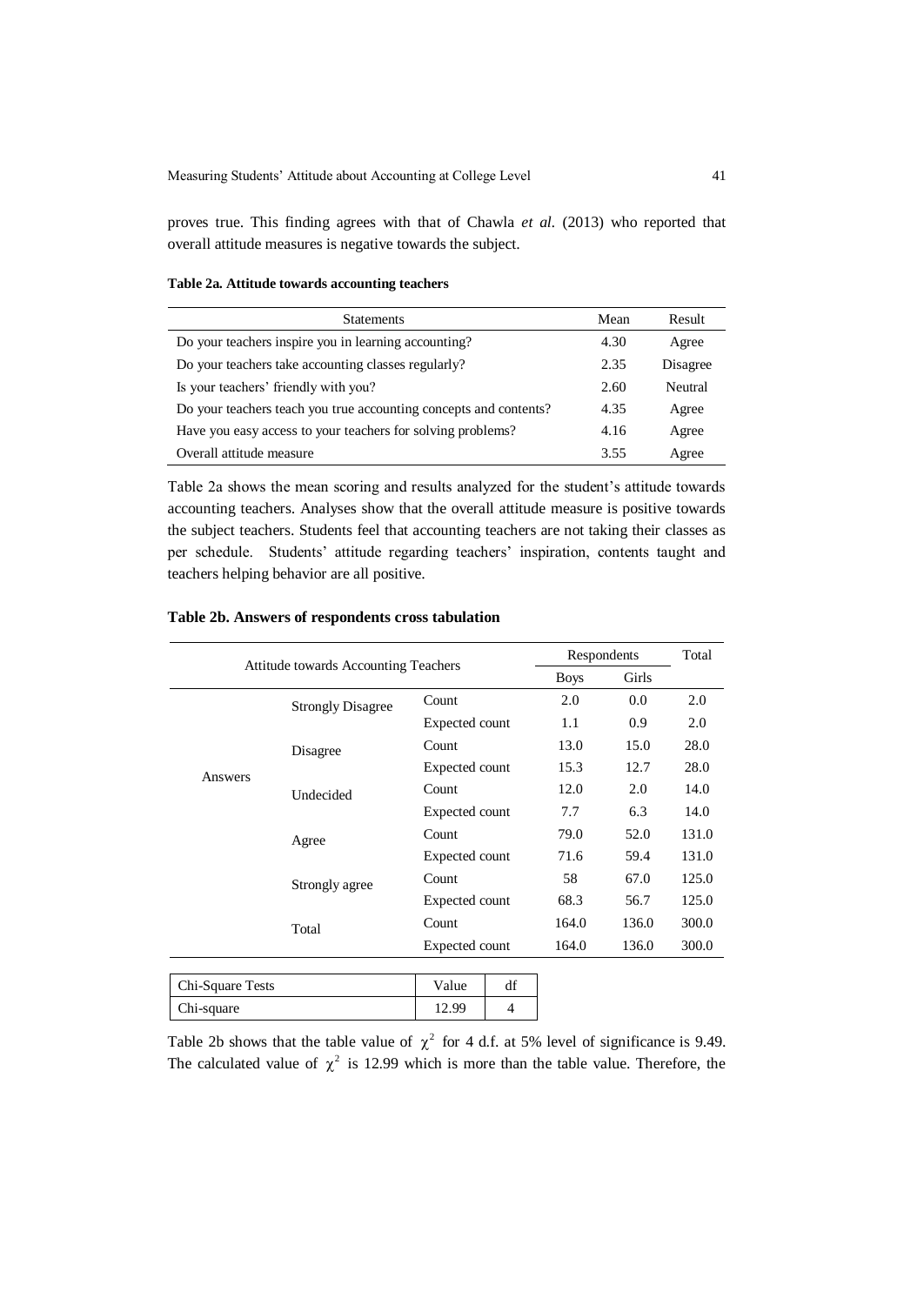proves true. This finding agrees with that of Chawla *et al*. (2013) who reported that overall attitude measures is negative towards the subject.

**Table 2a. Attitude towards accounting teachers**

| Statements | Mean | Result |
|---|---|---|
| Do your teachers inspire you in learning accounting? | 4.30 | Agree |
| Do your teachers take accounting classes regularly? | 2.35 | Disagree |
| Is your teachers' friendly with you? | 2.60 | Neutral |
| Do your teachers teach you true accounting concepts and contents? | 4.35 | Agree |
| Have you easy access to your teachers for solving problems? | 4.16 | Agree |
| Overall attitude measure | 3.55 | Agree |

Table 2a shows the mean scoring and results analyzed for the student's attitude towards accounting teachers. Analyses show that the overall attitude measure is positive towards the subject teachers. Students feel that accounting teachers are not taking their classes as per schedule. Students' attitude regarding teachers' inspiration, contents taught and teachers helping behavior are all positive.

**Table 2b. Answers of respondents cross tabulation**

| Attitude towards Accounting Teachers | | | Respondents | | Total |
|---|---|---|---|---|---|
| | | | Boys | Girls | |
| Answers | Strongly Disagree | Count | 2.0 | 0.0 | 2.0 |
| | | Expected count | 1.1 | 0.9 | 2.0 |
| | Disagree | Count | 13.0 | 15.0 | 28.0 |
| | | Expected count | 15.3 | 12.7 | 28.0 |
| | Undecided | Count | 12.0 | 2.0 | 14.0 |
| | | Expected count | 7.7 | 6.3 | 14.0 |
| | Agree | Count | 79.0 | 52.0 | 131.0 |
| | | Expected count | 71.6 | 59.4 | 131.0 |
| | Strongly agree | Count | 58 | 67.0 | 125.0 |
| | | Expected count | 68.3 | 56.7 | 125.0 |
| | Total | Count | 164.0 | 136.0 | 300.0 |
| | | Expected count | 164.0 | 136.0 | 300.0 |

| Chi-Square Tests | Value | df |
|---|---|---|
| Chi-square | 12.99 | 4 |

Table 2b shows that the table value of $\chi^2$ for 4 d.f. at 5% level of significance is 9.49. The calculated value of $\chi^2$ is 12.99 which is more than the table value. Therefore, the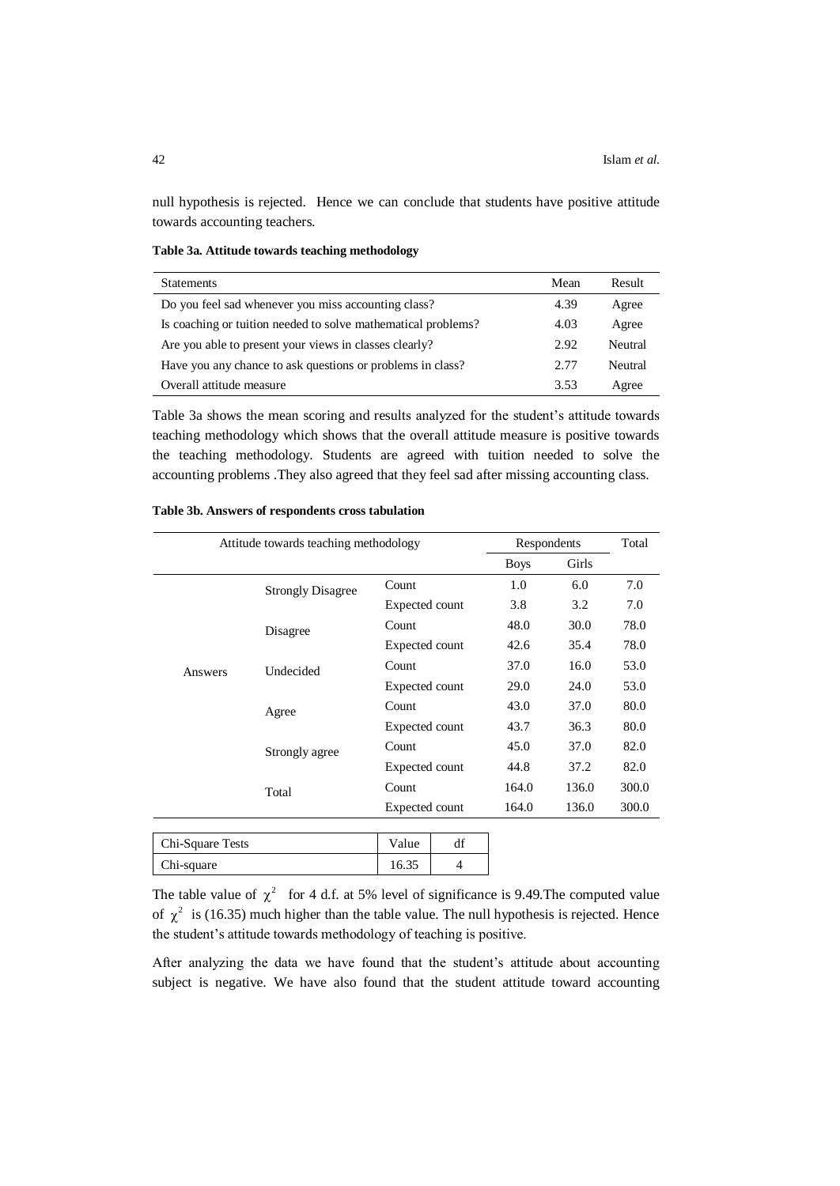null hypothesis is rejected. Hence we can conclude that students have positive attitude towards accounting teachers.

**Table 3a. Attitude towards teaching methodology**

| Statements | Mean | Result |
|---|---|---|
| Do you feel sad whenever you miss accounting class? | 4.39 | Agree |
| Is coaching or tuition needed to solve mathematical problems? | 4.03 | Agree |
| Are you able to present your views in classes clearly? | 2.92 | Neutral |
| Have you any chance to ask questions or problems in class? | 2.77 | Neutral |
| Overall attitude measure | 3.53 | Agree |

Table 3a shows the mean scoring and results analyzed for the student's attitude towards teaching methodology which shows that the overall attitude measure is positive towards the teaching methodology. Students are agreed with tuition needed to solve the accounting problems .They also agreed that they feel sad after missing accounting class.

**Table 3b. Answers of respondents cross tabulation**

| Attitude towards teaching methodology | | | Respondents | | Total |
|---|---|---|---|---|---|
| | | | Boys | Girls | |
| Answers | Strongly Disagree | Count | 1.0 | 6.0 | 7.0 |
| | | Expected count | 3.8 | 3.2 | 7.0 |
| | Disagree | Count | 48.0 | 30.0 | 78.0 |
| | | Expected count | 42.6 | 35.4 | 78.0 |
| | Undecided | Count | 37.0 | 16.0 | 53.0 |
| | | Expected count | 29.0 | 24.0 | 53.0 |
| | Agree | Count | 43.0 | 37.0 | 80.0 |
| | | Expected count | 43.7 | 36.3 | 80.0 |
| | Strongly agree | Count | 45.0 | 37.0 | 82.0 |
| | | Expected count | 44.8 | 37.2 | 82.0 |
| | Total | Count | 164.0 | 136.0 | 300.0 |
| | | Expected count | 164.0 | 136.0 | 300.0 |

| Chi-Square Tests | Value | df |
|---|---|---|
| Chi-square | 16.35 | 4 |

The table value of $\chi^2$ for 4 d.f. at 5% level of significance is 9.49.The computed value of $\chi^2$ is (16.35) much higher than the table value. The null hypothesis is rejected. Hence the student's attitude towards methodology of teaching is positive.

After analyzing the data we have found that the student's attitude about accounting subject is negative. We have also found that the student attitude toward accounting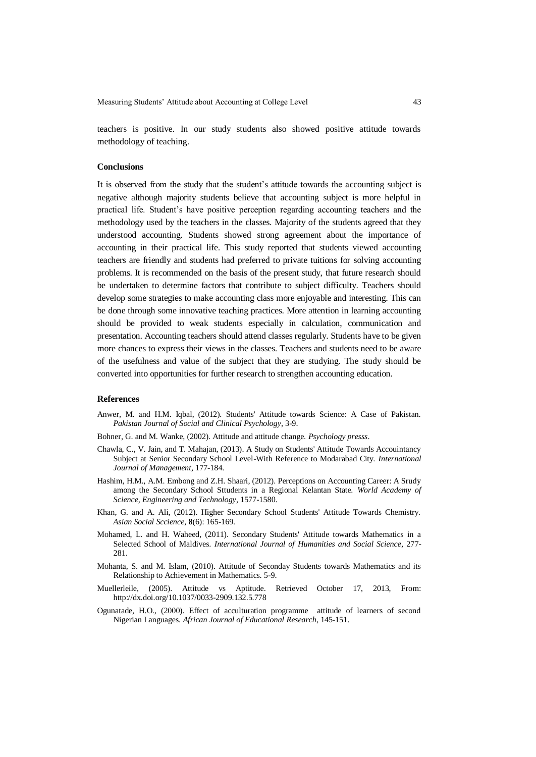teachers is positive. In our study students also showed positive attitude towards methodology of teaching.

### Conclusions

It is observed from the study that the student's attitude towards the accounting subject is negative although majority students believe that accounting subject is more helpful in practical life. Student's have positive perception regarding accounting teachers and the methodology used by the teachers in the classes. Majority of the students agreed that they understood accounting. Students showed strong agreement about the importance of accounting in their practical life. This study reported that students viewed accounting teachers are friendly and students had preferred to private tuitions for solving accounting problems. It is recommended on the basis of the present study, that future research should be undertaken to determine factors that contribute to subject difficulty. Teachers should develop some strategies to make accounting class more enjoyable and interesting. This can be done through some innovative teaching practices. More attention in learning accounting should be provided to weak students especially in calculation, communication and presentation. Accounting teachers should attend classes regularly. Students have to be given more chances to express their views in the classes. Teachers and students need to be aware of the usefulness and value of the subject that they are studying. The study should be converted into opportunities for further research to strengthen accounting education.

### References

Anwer, M. and H.M. Iqbal, (2012). Students' Attitude towards Science: A Case of Pakistan. *Pakistan Journal of Social and Clinical Psychology*, 3-9.

Bohner, G. and M. Wanke, (2002). Attitude and attitude change. *Psychology presss*.

Chawla, C., V. Jain, and T. Mahajan, (2013). A Study on Students' Attitude Towards Accouintancy Subject at Senior Secondary School Level-With Reference to Modarabad City. *International Journal of Management*, 177-184.

Hashim, H.M., A.M. Embong and Z.H. Shaari, (2012). Perceptions on Accounting Career: A Srudy among the Secondary School Sttudents in a Regional Kelantan State. *World Academy of Science, Engineering and Technology*, 1577-1580.

Khan, G. and A. Ali, (2012). Higher Secondary School Students' Attitude Towards Chemistry. *Asian Social Sccience*, **8**(6): 165-169.

Mohamed, L. and H. Waheed, (2011). Secondary Students' Attitude towards Mathematics in a Selected School of Maldives. *International Journal of Humanities and Social Science*, 277-281.

Mohanta, S. and M. Islam, (2010). Attitude of Seconday Students towards Mathematics and its Relationship to Achievement in Mathematics. 5-9.

Muellerleile, (2005). Attitude vs Aptitude. Retrieved October 17, 2013, From: http://dx.doi.org/10.1037/0033-2909.132.5.778

Ogunatade, H.O., (2000). Effect of acculturation programme attitude of learners of second Nigerian Languages. *African Journal of Educational Research*, 145-151.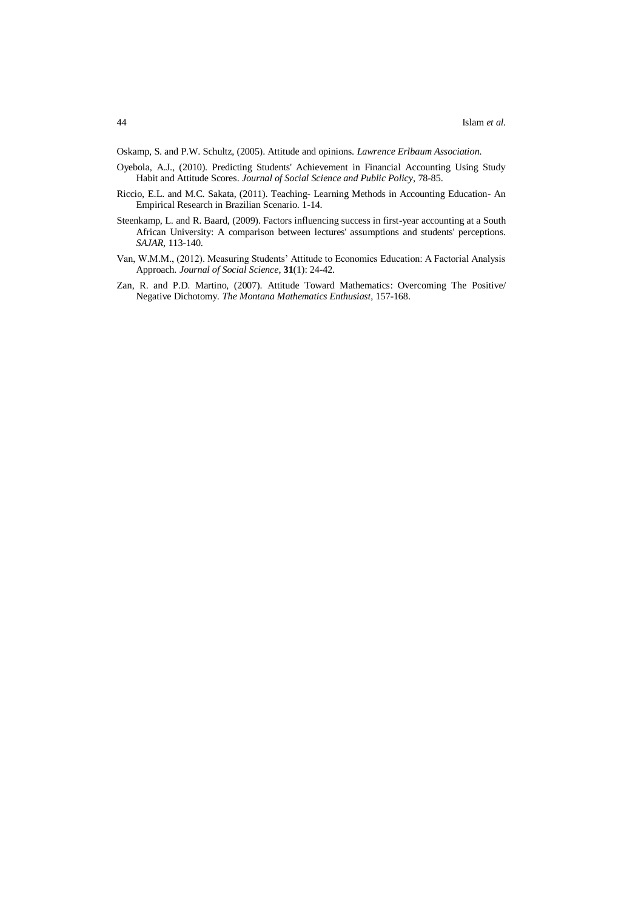Oskamp, S. and P.W. Schultz, (2005). Attitude and opinions. *Lawrence Erlbaum Association.*

Oyebola, A.J., (2010). Predicting Students' Achievement in Financial Accounting Using Study Habit and Attitude Scores. *Journal of Social Science and Public Policy*, 78-85.

Riccio, E.L. and M.C. Sakata, (2011). Teaching- Learning Methods in Accounting Education- An Empirical Research in Brazilian Scenario. 1-14.

Steenkamp, L. and R. Baard, (2009). Factors influencing success in first-year accounting at a South African University: A comparison between lectures' assumptions and students' perceptions. *SAJAR*, 113-140.

Van, W.M.M., (2012). Measuring Students' Attitude to Economics Education: A Factorial Analysis Approach. *Journal of Social Science*, **31**(1): 24-42.

Zan, R. and P.D. Martino, (2007). Attitude Toward Mathematics: Overcoming The Positive/ Negative Dichotomy. *The Montana Mathematics Enthusiast*, 157-168.